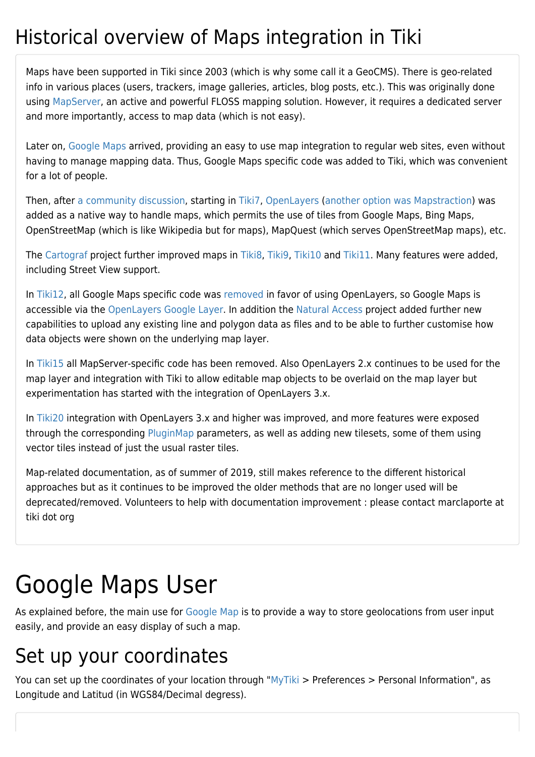# Historical overview of Maps integration in Tiki

Maps have been supported in Tiki since 2003 (which is why some call it a GeoCMS). There is geo-related info in various places (users, trackers, image galleries, articles, blog posts, etc.). This was originally done using MapServer, an active and powerful FLOSS mapping solution. However, it requires a dedicated server and more importantly, access to map data (which is not easy).

Later on, Google Maps arrived, providing an easy to use map integration to regular web sites, even without having to manage mapping data. Thus, Google Maps specific code was added to Tiki, which was convenient for a lot of people.

Then, after a community discussion, starting in Tiki7, OpenLayers (another option was Mapstraction) was added as a native way to handle maps, which permits the use of tiles from Google Maps, Bing Maps, OpenStreetMap (which is like Wikipedia but for maps), MapQuest (which serves OpenStreetMap maps), etc.

The Cartograf project further improved maps in Tiki8, Tiki9, Tiki10 and Tiki11. Many features were added, including Street View support.

In Tiki12, all Google Maps specific code was removed in favor of using OpenLayers, so Google Maps is accessible via the OpenLayers Google Layer. In addition the Natural Access project added further new capabilities to upload any existing line and polygon data as files and to be able to further customise how data objects were shown on the underlying map layer.

In Tiki15 all MapServer-specific code has been removed. Also OpenLayers 2.x continues to be used for the map layer and integration with Tiki to allow editable map objects to be overlaid on the map layer but experimentation has started with the integration of OpenLayers 3.x.

In Tiki20 integration with OpenLayers 3.x and higher was improved, and more features were exposed through the corresponding PluginMap parameters, as well as adding new tilesets, some of them using vector tiles instead of just the usual raster tiles.

Map-related documentation, as of summer of 2019, still makes reference to the different historical approaches but as it continues to be improved the older methods that are no longer used will be deprecated/removed. Volunteers to help with documentation improvement : please contact marclaporte at tiki dot org

# Google Maps User

As explained before, the main use for Google Map is to provide a way to store geolocations from user input easily, and provide an easy display of such a map.

## Set up your coordinates

You can set up the coordinates of your location through "MyTiki > Preferences > Personal Information", as Longitude and Latitud (in WGS84/Decimal degress).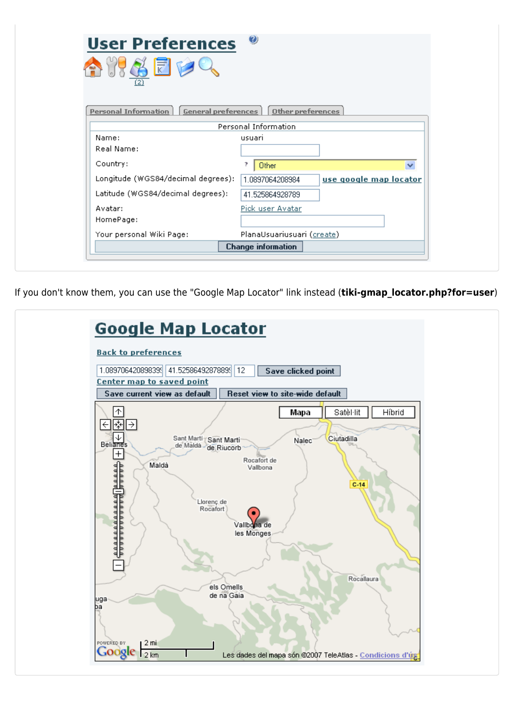**User Preferences**

Personal Information | General preferences | Other preferences

| Personal Information | |
|---|---|
| Name: | usuari |
| Real Name: | |
| Country: | Other |
| Longitude (WGS84/decimal degrees): | 1.0897064208984 use google map locator |
| Latitude (WGS84/decimal degrees): | 41.525864928789 |
| Avatar: | Pick user Avatar |
| HomePage: | |
| Your personal Wiki Page: | PlanaUsuariusuari (create) |

Change information

If you don't know them, you can use the "Google Map Locator" link instead (**tiki-gmap_locator.php?for=user**)

**Google Map Locator**

Back to preferences

1.089706420898339 | 41.52586492878899 | 12 | Save clicked point

Center map to saved point

Save current view as default | Reset view to site-wide default

Mapa | Satèl·lit | Híbrid

Les dades del mapa són ©2007 TeleAtlas - Condicions d'ús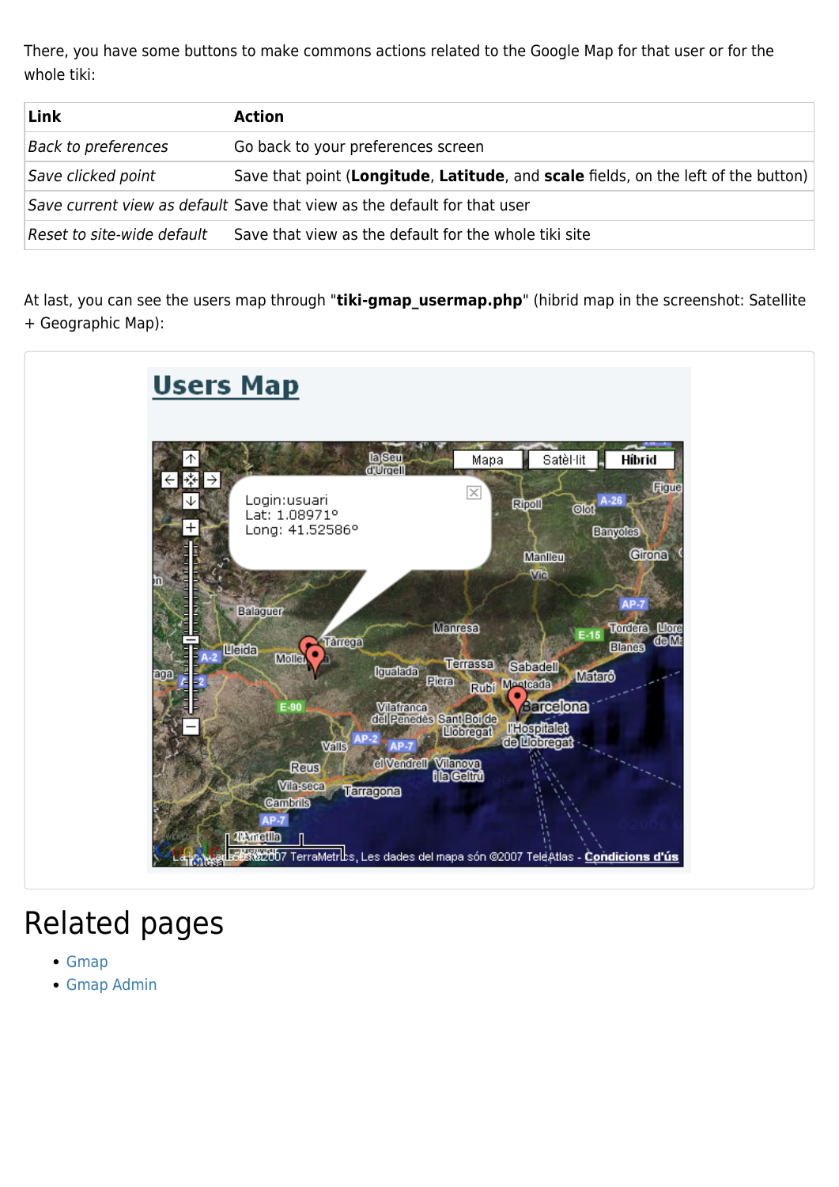There, you have some buttons to make commons actions related to the Google Map for that user or for the whole tiki:

| Link | Action |
|---|---|
| *Back to preferences* | Go back to your preferences screen |
| *Save clicked point* | Save that point (**Longitude**, **Latitude**, and **scale** fields, on the left of the button) |
| *Save current view as default* | Save that view as the default for that user |
| *Reset to site-wide default* | Save that view as the default for the whole tiki site |

At last, you can see the users map through "**tiki-gmap_usermap.php**" (hibrid map in the screenshot: Satellite + Geographic Map):

# Related pages

- Gmap
- Gmap Admin